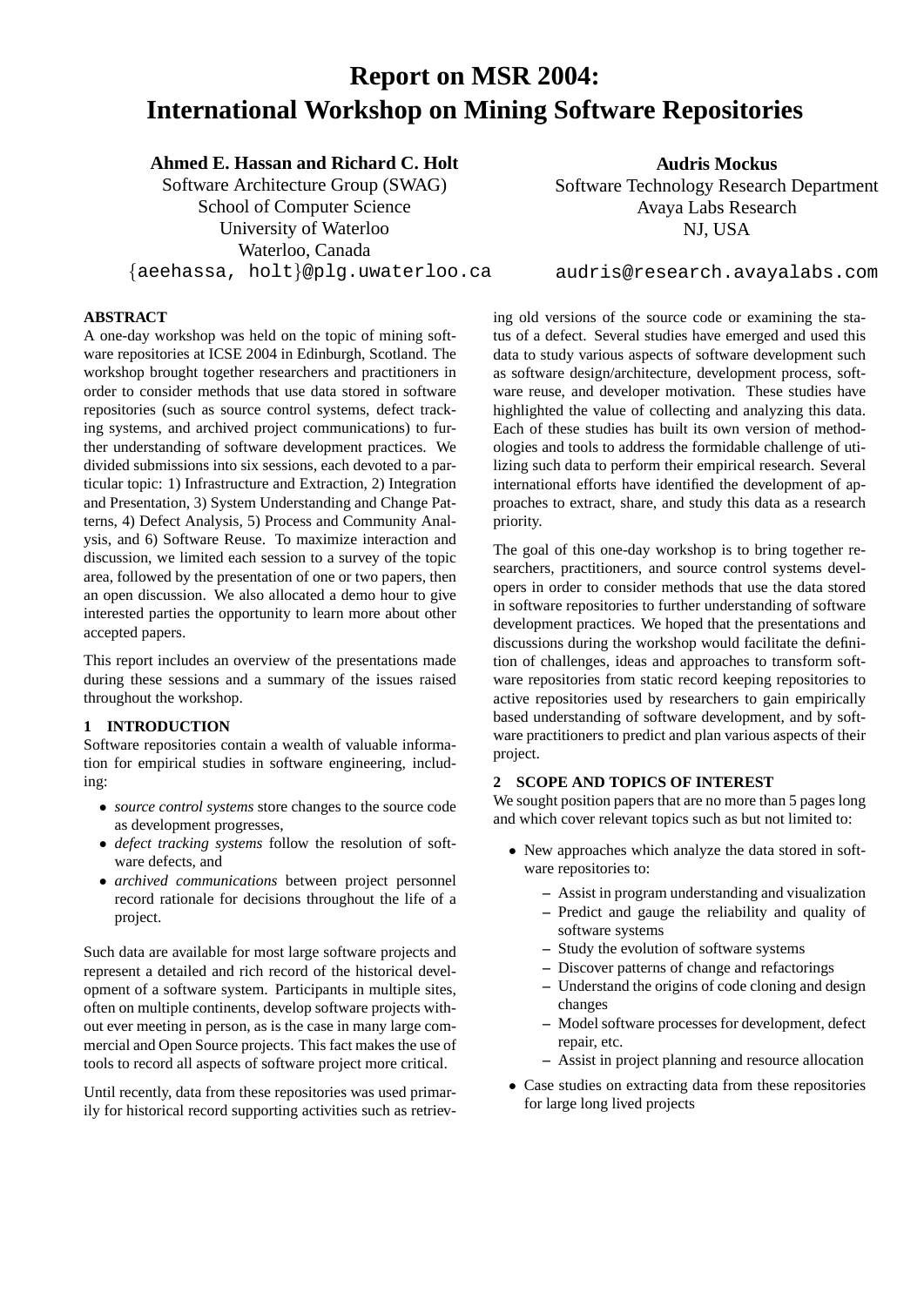# Report on MSR 2004: International Workshop on Mining Software Repositories

**Ahmed E. Hassan and Richard C. Holt**
Software Architecture Group (SWAG)
School of Computer Science
University of Waterloo
Waterloo, Canada
{aeehassa, holt}@plg.uwaterloo.ca

**Audris Mockus**
Software Technology Research Department
Avaya Labs Research
NJ, USA
audris@research.avayalabs.com

## ABSTRACT

A one-day workshop was held on the topic of mining software repositories at ICSE 2004 in Edinburgh, Scotland. The workshop brought together researchers and practitioners in order to consider methods that use data stored in software repositories (such as source control systems, defect tracking systems, and archived project communications) to further understanding of software development practices. We divided submissions into six sessions, each devoted to a particular topic: 1) Infrastructure and Extraction, 2) Integration and Presentation, 3) System Understanding and Change Patterns, 4) Defect Analysis, 5) Process and Community Analysis, and 6) Software Reuse. To maximize interaction and discussion, we limited each session to a survey of the topic area, followed by the presentation of one or two papers, then an open discussion. We also allocated a demo hour to give interested parties the opportunity to learn more about other accepted papers.

This report includes an overview of the presentations made during these sessions and a summary of the issues raised throughout the workshop.

## 1 INTRODUCTION

Software repositories contain a wealth of valuable information for empirical studies in software engineering, including:

- *source control systems* store changes to the source code as development progresses,
- *defect tracking systems* follow the resolution of software defects, and
- *archived communications* between project personnel record rationale for decisions throughout the life of a project.

Such data are available for most large software projects and represent a detailed and rich record of the historical development of a software system. Participants in multiple sites, often on multiple continents, develop software projects without ever meeting in person, as is the case in many large commercial and Open Source projects. This fact makes the use of tools to record all aspects of software project more critical.

Until recently, data from these repositories was used primarily for historical record supporting activities such as retrieving old versions of the source code or examining the status of a defect. Several studies have emerged and used this data to study various aspects of software development such as software design/architecture, development process, software reuse, and developer motivation. These studies have highlighted the value of collecting and analyzing this data. Each of these studies has built its own version of methodologies and tools to address the formidable challenge of utilizing such data to perform their empirical research. Several international efforts have identified the development of approaches to extract, share, and study this data as a research priority.

The goal of this one-day workshop is to bring together researchers, practitioners, and source control systems developers in order to consider methods that use the data stored in software repositories to further understanding of software development practices. We hoped that the presentations and discussions during the workshop would facilitate the definition of challenges, ideas and approaches to transform software repositories from static record keeping repositories to active repositories used by researchers to gain empirically based understanding of software development, and by software practitioners to predict and plan various aspects of their project.

## 2 SCOPE AND TOPICS OF INTEREST

We sought position papers that are no more than 5 pages long and which cover relevant topics such as but not limited to:

- New approaches which analyze the data stored in software repositories to:
  - Assist in program understanding and visualization
  - Predict and gauge the reliability and quality of software systems
  - Study the evolution of software systems
  - Discover patterns of change and refactorings
  - Understand the origins of code cloning and design changes
  - Model software processes for development, defect repair, etc.
  - Assist in project planning and resource allocation
- Case studies on extracting data from these repositories for large long lived projects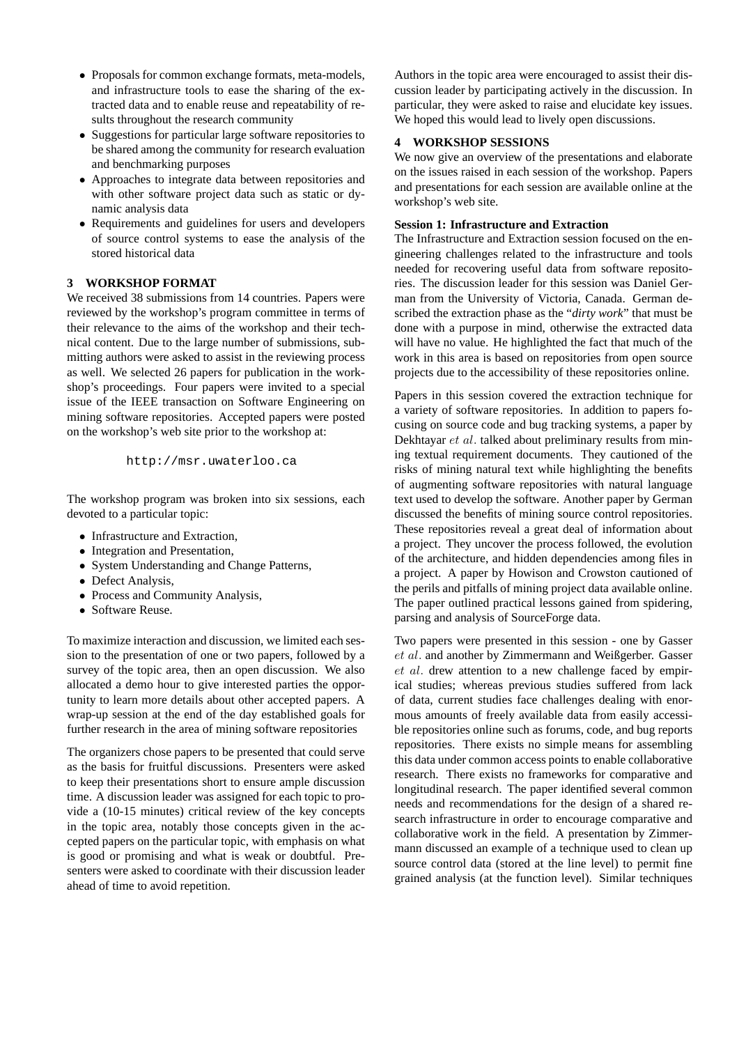- Proposals for common exchange formats, meta-models, and infrastructure tools to ease the sharing of the extracted data and to enable reuse and repeatability of results throughout the research community
- Suggestions for particular large software repositories to be shared among the community for research evaluation and benchmarking purposes
- Approaches to integrate data between repositories and with other software project data such as static or dynamic analysis data
- Requirements and guidelines for users and developers of source control systems to ease the analysis of the stored historical data

## 3 WORKSHOP FORMAT

We received 38 submissions from 14 countries. Papers were reviewed by the workshop's program committee in terms of their relevance to the aims of the workshop and their technical content. Due to the large number of submissions, submitting authors were asked to assist in the reviewing process as well. We selected 26 papers for publication in the workshop's proceedings. Four papers were invited to a special issue of the IEEE transaction on Software Engineering on mining software repositories. Accepted papers were posted on the workshop's web site prior to the workshop at:

```
http://msr.uwaterloo.ca
```

The workshop program was broken into six sessions, each devoted to a particular topic:

- Infrastructure and Extraction,
- Integration and Presentation,
- System Understanding and Change Patterns,
- Defect Analysis,
- Process and Community Analysis,
- Software Reuse.

To maximize interaction and discussion, we limited each session to the presentation of one or two papers, followed by a survey of the topic area, then an open discussion. We also allocated a demo hour to give interested parties the opportunity to learn more details about other accepted papers. A wrap-up session at the end of the day established goals for further research in the area of mining software repositories

The organizers chose papers to be presented that could serve as the basis for fruitful discussions. Presenters were asked to keep their presentations short to ensure ample discussion time. A discussion leader was assigned for each topic to provide a (10-15 minutes) critical review of the key concepts in the topic area, notably those concepts given in the accepted papers on the particular topic, with emphasis on what is good or promising and what is weak or doubtful. Presenters were asked to coordinate with their discussion leader ahead of time to avoid repetition.

Authors in the topic area were encouraged to assist their discussion leader by participating actively in the discussion. In particular, they were asked to raise and elucidate key issues. We hoped this would lead to lively open discussions.

## 4 WORKSHOP SESSIONS

We now give an overview of the presentations and elaborate on the issues raised in each session of the workshop. Papers and presentations for each session are available online at the workshop's web site.

**Session 1: Infrastructure and Extraction**

The Infrastructure and Extraction session focused on the engineering challenges related to the infrastructure and tools needed for recovering useful data from software repositories. The discussion leader for this session was Daniel German from the University of Victoria, Canada. German described the extraction phase as the "*dirty work*" that must be done with a purpose in mind, otherwise the extracted data will have no value. He highlighted the fact that much of the work in this area is based on repositories from open source projects due to the accessibility of these repositories online.

Papers in this session covered the extraction technique for a variety of software repositories. In addition to papers focusing on source code and bug tracking systems, a paper by Dekhtayar *et al.* talked about preliminary results from mining textual requirement documents. They cautioned of the risks of mining natural text while highlighting the benefits of augmenting software repositories with natural language text used to develop the software. Another paper by German discussed the benefits of mining source control repositories. These repositories reveal a great deal of information about a project. They uncover the process followed, the evolution of the architecture, and hidden dependencies among files in a project. A paper by Howison and Crowston cautioned of the perils and pitfalls of mining project data available online. The paper outlined practical lessons gained from spidering, parsing and analysis of SourceForge data.

Two papers were presented in this session - one by Gasser *et al.* and another by Zimmermann and Weißgerber. Gasser *et al.* drew attention to a new challenge faced by empirical studies; whereas previous studies suffered from lack of data, current studies face challenges dealing with enormous amounts of freely available data from easily accessible repositories online such as forums, code, and bug reports repositories. There exists no simple means for assembling this data under common access points to enable collaborative research. There exists no frameworks for comparative and longitudinal research. The paper identified several common needs and recommendations for the design of a shared research infrastructure in order to encourage comparative and collaborative work in the field. A presentation by Zimmermann discussed an example of a technique used to clean up source control data (stored at the line level) to permit fine grained analysis (at the function level). Similar techniques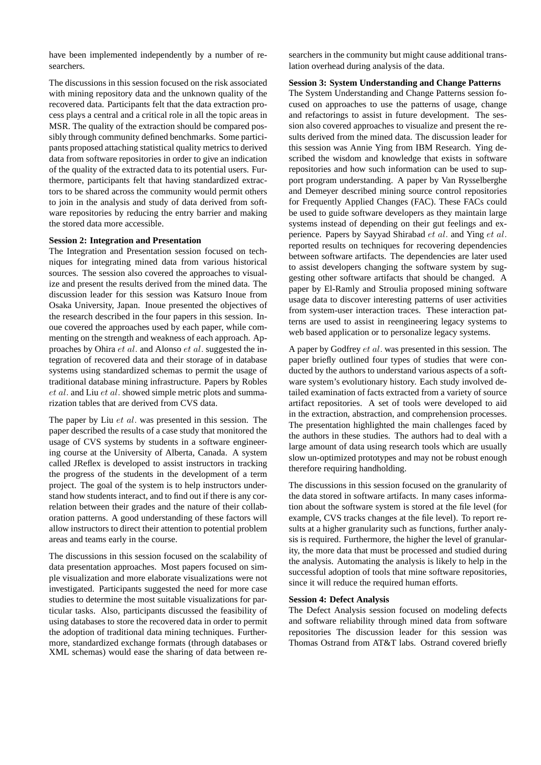have been implemented independently by a number of researchers.

The discussions in this session focused on the risk associated with mining repository data and the unknown quality of the recovered data. Participants felt that the data extraction process plays a central and a critical role in all the topic areas in MSR. The quality of the extraction should be compared possibly through community defined benchmarks. Some participants proposed attaching statistical quality metrics to derived data from software repositories in order to give an indication of the quality of the extracted data to its potential users. Furthermore, participants felt that having standardized extractors to be shared across the community would permit others to join in the analysis and study of data derived from software repositories by reducing the entry barrier and making the stored data more accessible.

**Session 2: Integration and Presentation**

The Integration and Presentation session focused on techniques for integrating mined data from various historical sources. The session also covered the approaches to visualize and present the results derived from the mined data. The discussion leader for this session was Katsuro Inoue from Osaka University, Japan. Inoue presented the objectives of the research described in the four papers in this session. Inoue covered the approaches used by each paper, while commenting on the strength and weakness of each approach. Approaches by Ohira *et al.* and Alonso *et al.* suggested the integration of recovered data and their storage of in database systems using standardized schemas to permit the usage of traditional database mining infrastructure. Papers by Robles *et al.* and Liu *et al.* showed simple metric plots and summarization tables that are derived from CVS data.

The paper by Liu *et al.* was presented in this session. The paper described the results of a case study that monitored the usage of CVS systems by students in a software engineering course at the University of Alberta, Canada. A system called JReflex is developed to assist instructors in tracking the progress of the students in the development of a term project. The goal of the system is to help instructors understand how students interact, and to find out if there is any correlation between their grades and the nature of their collaboration patterns. A good understanding of these factors will allow instructors to direct their attention to potential problem areas and teams early in the course.

The discussions in this session focused on the scalability of data presentation approaches. Most papers focused on simple visualization and more elaborate visualizations were not investigated. Participants suggested the need for more case studies to determine the most suitable visualizations for particular tasks. Also, participants discussed the feasibility of using databases to store the recovered data in order to permit the adoption of traditional data mining techniques. Furthermore, standardized exchange formats (through databases or XML schemas) would ease the sharing of data between researchers in the community but might cause additional translation overhead during analysis of the data.

**Session 3: System Understanding and Change Patterns**

The System Understanding and Change Patterns session focused on approaches to use the patterns of usage, change and refactorings to assist in future development. The session also covered approaches to visualize and present the results derived from the mined data. The discussion leader for this session was Annie Ying from IBM Research. Ying described the wisdom and knowledge that exists in software repositories and how such information can be used to support program understanding. A paper by Van Rysselberghe and Demeyer described mining source control repositories for Frequently Applied Changes (FAC). These FACs could be used to guide software developers as they maintain large systems instead of depending on their gut feelings and experience. Papers by Sayyad Shirabad *et al.* and Ying *et al.* reported results on techniques for recovering dependencies between software artifacts. The dependencies are later used to assist developers changing the software system by suggesting other software artifacts that should be changed. A paper by El-Ramly and Stroulia proposed mining software usage data to discover interesting patterns of user activities from system-user interaction traces. These interaction patterns are used to assist in reengineering legacy systems to web based application or to personalize legacy systems.

A paper by Godfrey *et al.* was presented in this session. The paper briefly outlined four types of studies that were conducted by the authors to understand various aspects of a software system's evolutionary history. Each study involved detailed examination of facts extracted from a variety of source artifact repositories. A set of tools were developed to aid in the extraction, abstraction, and comprehension processes. The presentation highlighted the main challenges faced by the authors in these studies. The authors had to deal with a large amount of data using research tools which are usually slow un-optimized prototypes and may not be robust enough therefore requiring handholding.

The discussions in this session focused on the granularity of the data stored in software artifacts. In many cases information about the software system is stored at the file level (for example, CVS tracks changes at the file level). To report results at a higher granularity such as functions, further analysis is required. Furthermore, the higher the level of granularity, the more data that must be processed and studied during the analysis. Automating the analysis is likely to help in the successful adoption of tools that mine software repositories, since it will reduce the required human efforts.

**Session 4: Defect Analysis**

The Defect Analysis session focused on modeling defects and software reliability through mined data from software repositories The discussion leader for this session was Thomas Ostrand from AT&T labs. Ostrand covered briefly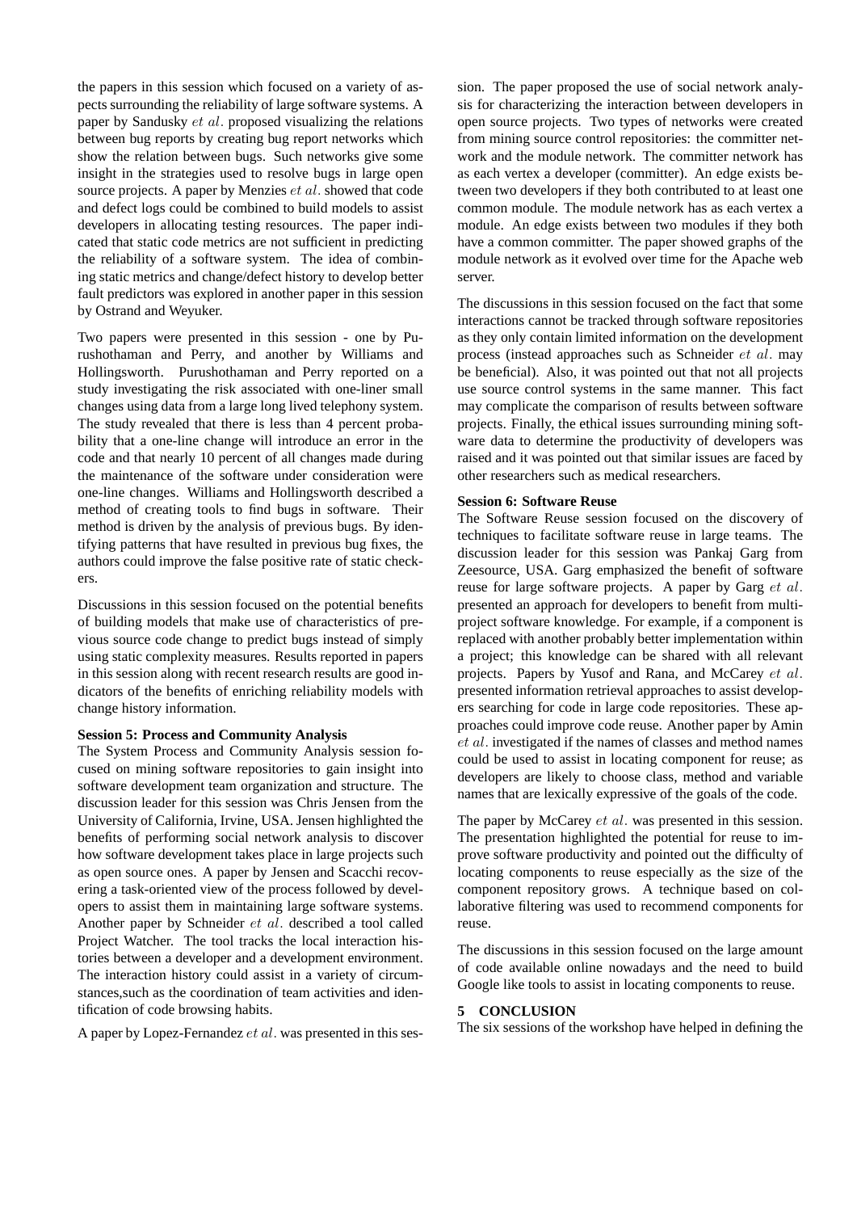the papers in this session which focused on a variety of aspects surrounding the reliability of large software systems. A paper by Sandusky *et al.* proposed visualizing the relations between bug reports by creating bug report networks which show the relation between bugs. Such networks give some insight in the strategies used to resolve bugs in large open source projects. A paper by Menzies *et al.* showed that code and defect logs could be combined to build models to assist developers in allocating testing resources. The paper indicated that static code metrics are not sufficient in predicting the reliability of a software system. The idea of combining static metrics and change/defect history to develop better fault predictors was explored in another paper in this session by Ostrand and Weyuker.

Two papers were presented in this session - one by Purushothaman and Perry, and another by Williams and Hollingsworth. Purushothaman and Perry reported on a study investigating the risk associated with one-liner small changes using data from a large long lived telephony system. The study revealed that there is less than 4 percent probability that a one-line change will introduce an error in the code and that nearly 10 percent of all changes made during the maintenance of the software under consideration were one-line changes. Williams and Hollingsworth described a method of creating tools to find bugs in software. Their method is driven by the analysis of previous bugs. By identifying patterns that have resulted in previous bug fixes, the authors could improve the false positive rate of static checkers.

Discussions in this session focused on the potential benefits of building models that make use of characteristics of previous source code change to predict bugs instead of simply using static complexity measures. Results reported in papers in this session along with recent research results are good indicators of the benefits of enriching reliability models with change history information.

**Session 5: Process and Community Analysis**

The System Process and Community Analysis session focused on mining software repositories to gain insight into software development team organization and structure. The discussion leader for this session was Chris Jensen from the University of California, Irvine, USA. Jensen highlighted the benefits of performing social network analysis to discover how software development takes place in large projects such as open source ones. A paper by Jensen and Scacchi recovering a task-oriented view of the process followed by developers to assist them in maintaining large software systems. Another paper by Schneider *et al.* described a tool called Project Watcher. The tool tracks the local interaction histories between a developer and a development environment. The interaction history could assist in a variety of circumstances,such as the coordination of team activities and identification of code browsing habits.

A paper by Lopez-Fernandez *et al.* was presented in this session. The paper proposed the use of social network analysis for characterizing the interaction between developers in open source projects. Two types of networks were created from mining source control repositories: the committer network and the module network. The committer network has as each vertex a developer (committer). An edge exists between two developers if they both contributed to at least one common module. The module network has as each vertex a module. An edge exists between two modules if they both have a common committer. The paper showed graphs of the module network as it evolved over time for the Apache web server.

The discussions in this session focused on the fact that some interactions cannot be tracked through software repositories as they only contain limited information on the development process (instead approaches such as Schneider *et al.* may be beneficial). Also, it was pointed out that not all projects use source control systems in the same manner. This fact may complicate the comparison of results between software projects. Finally, the ethical issues surrounding mining software data to determine the productivity of developers was raised and it was pointed out that similar issues are faced by other researchers such as medical researchers.

**Session 6: Software Reuse**

The Software Reuse session focused on the discovery of techniques to facilitate software reuse in large teams. The discussion leader for this session was Pankaj Garg from Zeesource, USA. Garg emphasized the benefit of software reuse for large software projects. A paper by Garg *et al.* presented an approach for developers to benefit from multi-project software knowledge. For example, if a component is replaced with another probably better implementation within a project; this knowledge can be shared with all relevant projects. Papers by Yusof and Rana, and McCarey *et al.* presented information retrieval approaches to assist developers searching for code in large code repositories. These approaches could improve code reuse. Another paper by Amin *et al.* investigated if the names of classes and method names could be used to assist in locating component for reuse; as developers are likely to choose class, method and variable names that are lexically expressive of the goals of the code.

The paper by McCarey *et al.* was presented in this session. The presentation highlighted the potential for reuse to improve software productivity and pointed out the difficulty of locating components to reuse especially as the size of the component repository grows. A technique based on collaborative filtering was used to recommend components for reuse.

The discussions in this session focused on the large amount of code available online nowadays and the need to build Google like tools to assist in locating components to reuse.

## 5 CONCLUSION

The six sessions of the workshop have helped in defining the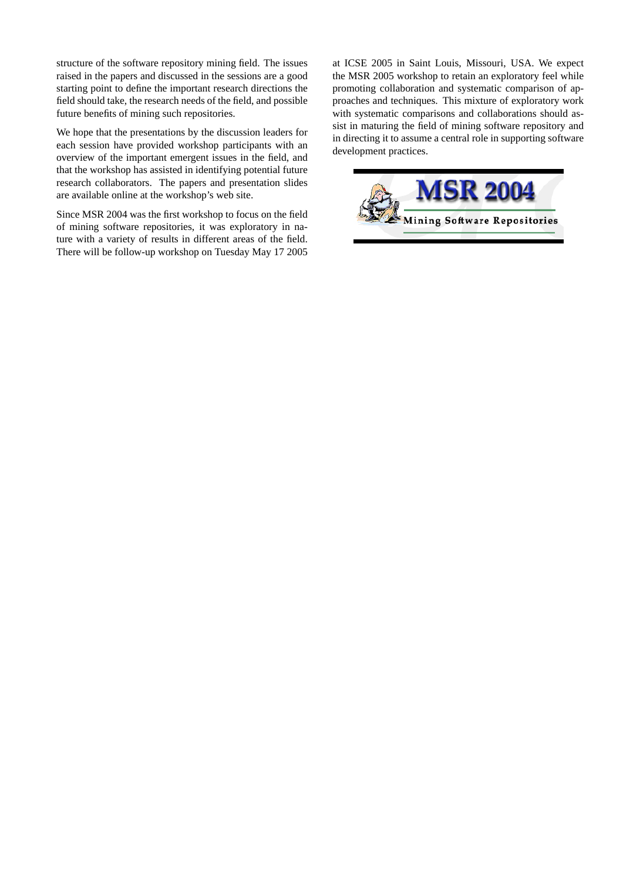structure of the software repository mining field. The issues raised in the papers and discussed in the sessions are a good starting point to define the important research directions the field should take, the research needs of the field, and possible future benefits of mining such repositories.

We hope that the presentations by the discussion leaders for each session have provided workshop participants with an overview of the important emergent issues in the field, and that the workshop has assisted in identifying potential future research collaborators. The papers and presentation slides are available online at the workshop's web site.

Since MSR 2004 was the first workshop to focus on the field of mining software repositories, it was exploratory in nature with a variety of results in different areas of the field. There will be follow-up workshop on Tuesday May 17 2005 at ICSE 2005 in Saint Louis, Missouri, USA. We expect the MSR 2005 workshop to retain an exploratory feel while promoting collaboration and systematic comparison of approaches and techniques. This mixture of exploratory work with systematic comparisons and collaborations should assist in maturing the field of mining software repository and in directing it to assume a central role in supporting software development practices.

MSR 2004

Mining Software Repositories